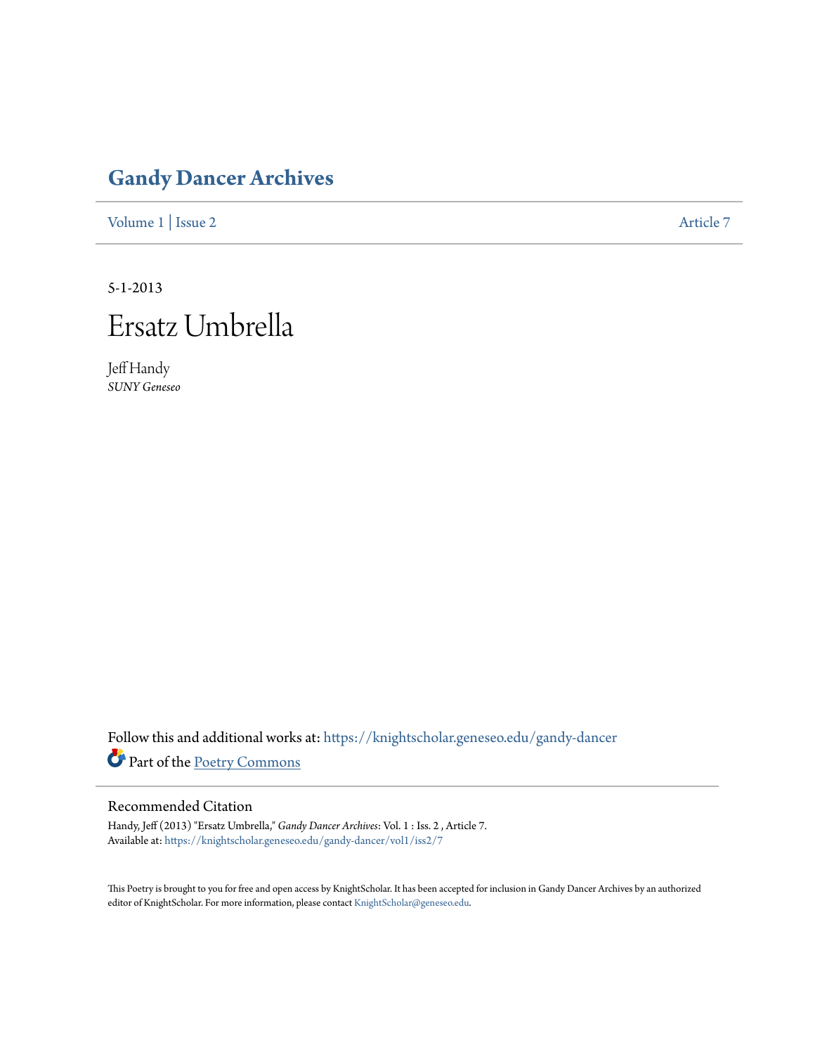# Gandy Dancer Archives

Volume 1 | Issue 2 Article 7

5-1-2013

## Ersatz Umbrella

Jeff Handy
*SUNY Geneseo*

Follow this and additional works at: https://knightscholar.geneseo.edu/gandy-dancer

Part of the Poetry Commons

### Recommended Citation

Handy, Jeff (2013) "Ersatz Umbrella," *Gandy Dancer Archives*: Vol. 1 : Iss. 2 , Article 7.
Available at: https://knightscholar.geneseo.edu/gandy-dancer/vol1/iss2/7

This Poetry is brought to you for free and open access by KnightScholar. It has been accepted for inclusion in Gandy Dancer Archives by an authorized editor of KnightScholar. For more information, please contact KnightScholar@geneseo.edu.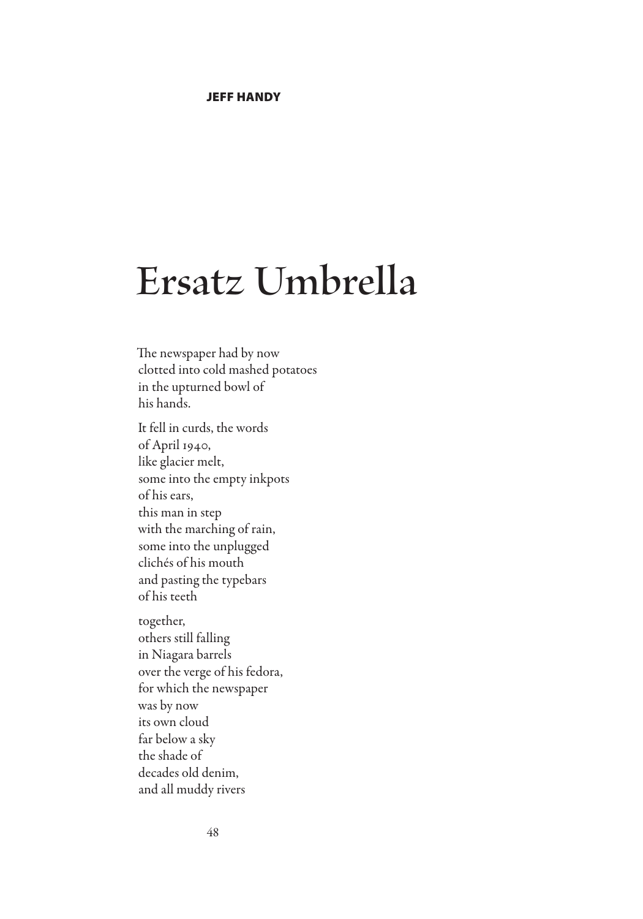JEFF HANDY

# Ersatz Umbrella

The newspaper had by now  
clotted into cold mashed potatoes  
in the upturned bowl of  
his hands.

It fell in curds, the words  
of April 1940,  
like glacier melt,  
some into the empty inkpots  
of his ears,  
this man in step  
with the marching of rain,  
some into the unplugged  
clichés of his mouth  
and pasting the typebars  
of his teeth

together,  
others still falling  
in Niagara barrels  
over the verge of his fedora,  
for which the newspaper  
was by now  
its own cloud  
far below a sky  
the shade of  
decades old denim,  
and all muddy rivers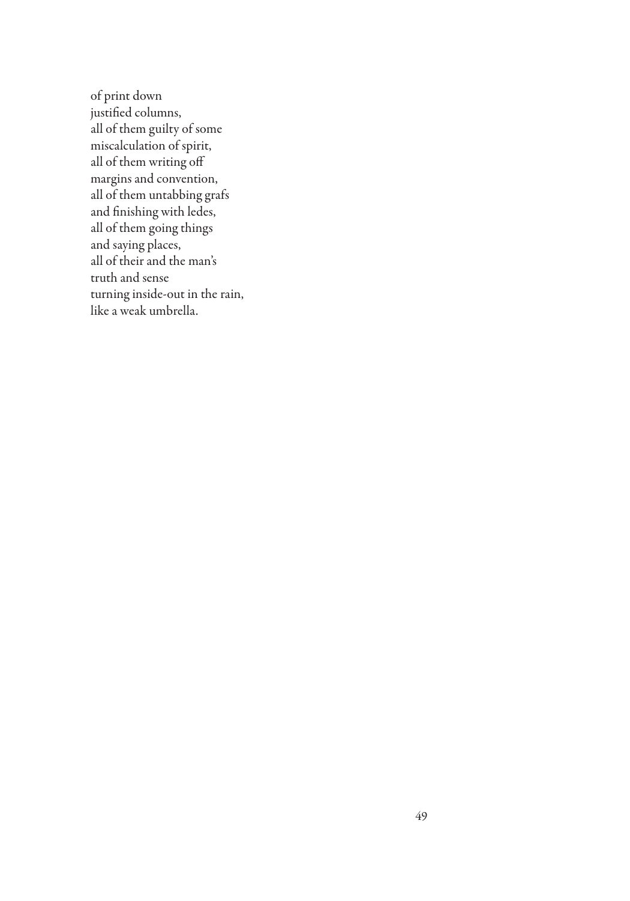of print down  
justified columns,  
all of them guilty of some  
miscalculation of spirit,  
all of them writing off  
margins and convention,  
all of them untabbing grafs  
and finishing with ledes,  
all of them going things  
and saying places,  
all of their and the man's  
truth and sense  
turning inside-out in the rain,  
like a weak umbrella.